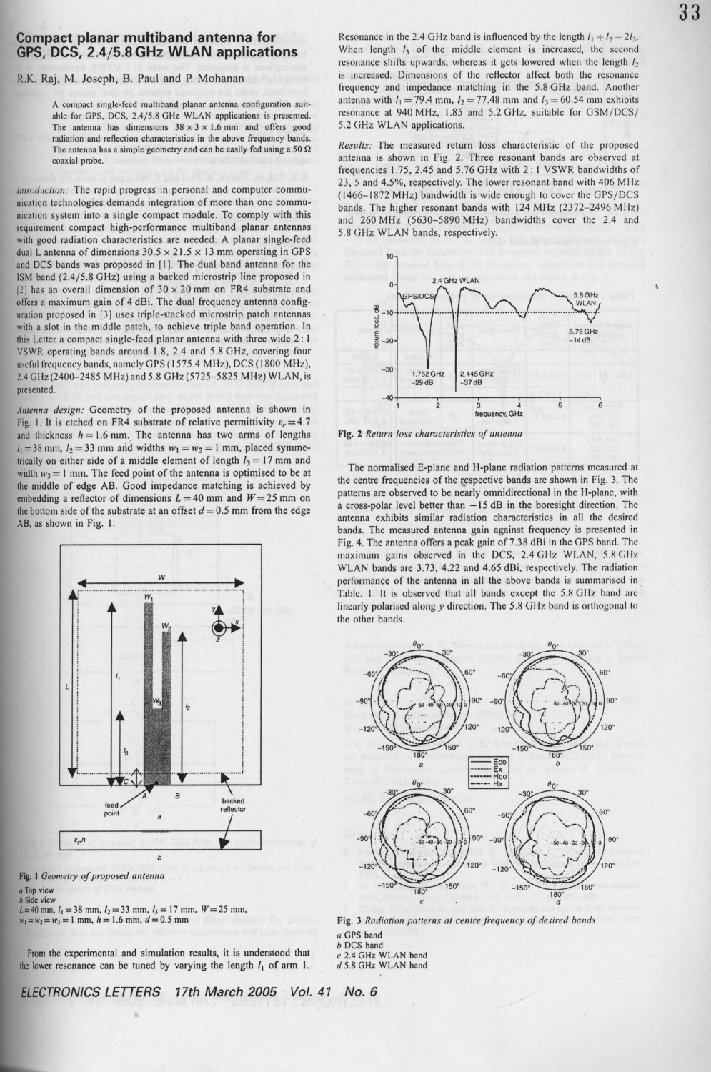# Compact planar multiband antenna for GPS, DCS, 2.4/5.8 GHz WLAN applications

R.K. Raj, M. Joseph, B. Paul and P. Mohanan

> A compact single-feed multiband planar antenna configuration suitable for GPS, DCS, 2.4/5.8 GHz WLAN applications is presented. The antenna has dimensions 38 × 3 × 1.6 mm and offers good radiation and reflection characteristics in the above frequency bands. The antenna has a simple geometry and can be easily fed using a 50 Ω coaxial probe.

*Introduction:* The rapid progress in personal and computer communication technologies demands integration of more than one communication system into a single compact module. To comply with this requirement compact high-performance multiband planar antennas with good radiation characteristics are needed. A planar single-feed dual L antenna of dimensions 30.5 × 21.5 × 13 mm operating in GPS and DCS bands was proposed in [1]. The dual band antenna for the ISM band (2.4/5.8 GHz) using a backed microstrip line proposed in [2] has an overall dimension of 30 × 20 mm on FR4 substrate and offers a maximum gain of 4 dBi. The dual frequency antenna configuration proposed in [3] uses triple-stacked microstrip patch antennas with a slot in the middle patch, to achieve triple band operation. In this Letter a compact single-feed planar antenna with three wide 2 : 1 VSWR operating bands around 1.8, 2.4 and 5.8 GHz, covering four useful frequency bands, namely GPS (1575.4 MHz), DCS (1800 MHz), 2.4 GHz (2400–2485 MHz) and 5.8 GHz (5725–5825 MHz) WLAN, is presented.

*Antenna design:* Geometry of the proposed antenna is shown in Fig. 1. It is etched on FR4 substrate of relative permittivity $\varepsilon_r = 4.7$ and thickness $h = 1.6$ mm. The antenna has two arms of lengths $l_1 = 38$ mm, $l_2 = 33$ mm and widths $w_1 = w_2 = 1$ mm, placed symmetrically on either side of a middle element of length $l_3 = 17$ mm and width $w_3 = 1$ mm. The feed point of the antenna is optimised to be at the middle of edge AB. Good impedance matching is achieved by embedding a reflector of dimensions $L = 40$ mm and $W = 25$ mm on the bottom side of the substrate at an offset $d = 0.5$ mm from the edge AB, as shown in Fig. 1.

Fig. 1 *Geometry of proposed antenna*
*a* Top view
*b* Side view
$L = 40$ mm, $l_1 = 38$ mm, $l_2 = 33$ mm, $l_3 = 17$ mm, $W = 25$ mm, $w_1 = w_2 = w_3 = 1$ mm, $h = 1.6$ mm, $d = 0.5$ mm

From the experimental and simulation results, it is understood that the lower resonance can be tuned by varying the length $l_1$ of arm 1. Resonance in the 2.4 GHz band is influenced by the length $l_1 + l_2 - 2l_3$. When length $l_3$ of the middle element is increased, the second resonance shifts upwards, whereas it gets lowered when the length $l_2$ is increased. Dimensions of the reflector affect both the resonance frequency and impedance matching in the 5.8 GHz band. Another antenna with $l_1 = 79.4$ mm, $l_2 = 77.48$ mm and $l_3 = 60.54$ mm exhibits resonance at 940 MHz, 1.85 and 5.2 GHz, suitable for GSM/DCS/5.2 GHz WLAN applications.

*Results:* The measured return loss characteristic of the proposed antenna is shown in Fig. 2. Three resonant bands are observed at frequencies 1.75, 2.45 and 5.76 GHz with 2 : 1 VSWR bandwidths of 23, 5 and 4.5%, respectively. The lower resonant band with 406 MHz (1466–1872 MHz) bandwidth is wide enough to cover the GPS/DCS bands. The higher resonant bands with 124 MHz (2372–2496 MHz) and 260 MHz (5630–5890 MHz) bandwidths cover the 2.4 and 5.8 GHz WLAN bands, respectively.

Fig. 2 *Return loss characteristics of antenna*

The normalised E-plane and H-plane radiation patterns measured at the centre frequencies of the respective bands are shown in Fig. 3. The patterns are observed to be nearly omnidirectional in the H-plane, with a cross-polar level better than −15 dB in the boresight direction. The antenna exhibits similar radiation characteristics in all the desired bands. The measured antenna gain against frequency is presented in Fig. 4. The antenna offers a peak gain of 7.38 dBi in the GPS band. The maximum gains observed in the DCS, 2.4 GHz WLAN, 5.8 GHz WLAN bands are 3.73, 4.22 and 4.65 dBi, respectively. The radiation performance of the antenna in all the above bands is summarised in Table. 1. It is observed that all bands except the 5.8 GHz band are linearly polarised along *y* direction. The 5.8 GHz band is orthogonal to the other bands.

Fig. 3 *Radiation patterns at centre frequency of desired bands*
*a* GPS band
*b* DCS band
*c* 2.4 GHz WLAN band
*d* 5.8 GHz WLAN band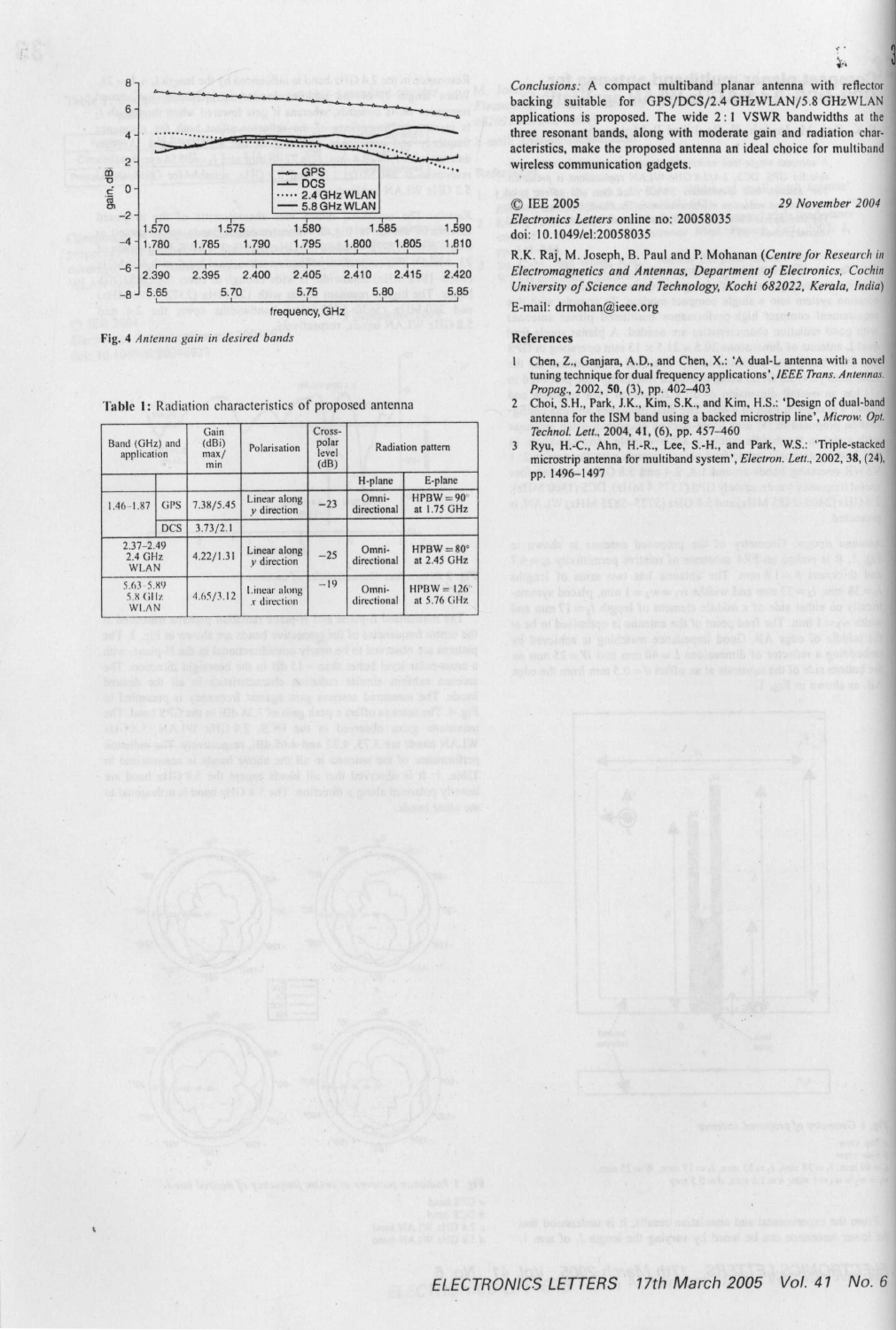8
6
4
2
0
−2
−4
−6
−8

gain, dBi

GPS
DCS
2.4 GHz WLAN
5.8 GHz WLAN

1.570 1.575 1.580 1.585 1.590
1.780 1.785 1.790 1.795 1.800 1.805 1.810
2.390 2.395 2.400 2.405 2.410 2.415 2.420
5.65 5.70 5.75 5.80 5.85

frequency, GHz

Fig. 4 *Antenna gain in desired bands*

**Table 1:** Radiation characteristics of proposed antenna

| Band (GHz) and application | | Gain (dBi) max/min | Polarisation | Cross-polar level (dB) | Radiation pattern | |
|---|---|---|---|---|---|---|
| | | | | | H-plane | E-plane |
| 1.46–1.87 | GPS | 7.38/5.45 | Linear along y direction | −23 | Omni-directional | HPBW = 90° at 1.75 GHz |
| | DCS | 3.73/2.1 | | | | |
| 2.37–2.49 2.4 GHz WLAN | | 4.22/1.31 | Linear along y direction | −25 | Omni-directional | HPBW = 80° at 2.45 GHz |
| 5.63–5.89 5.8 GHz WLAN | | 4.65/3.12 | Linear along x direction | −19 | Omni-directional | HPBW = 126° at 5.76 GHz |

*Conclusions:* A compact multiband planar antenna with reflector backing suitable for GPS/DCS/2.4 GHzWLAN/5.8 GHzWLAN applications is proposed. The wide 2 : 1 VSWR bandwidths at the three resonant bands, along with moderate gain and radiation characteristics, make the proposed antenna an ideal choice for multiband wireless communication gadgets.

© IEE 2005 *29 November 2004*

*Electronics Letters* online no: 20058035

doi: 10.1049/el:20058035

R.K. Raj, M. Joseph, B. Paul and P. Mohanan (*Centre for Research in Electromagnetics and Antennas, Department of Electronics, Cochin University of Science and Technology, Kochi 682022, Kerala, India*)

E-mail: drmohan@ieee.org

## References

1. Chen, Z., Ganjara, A.D., and Chen, X.: 'A dual-L antenna with a novel tuning technique for dual frequency applications', *IEEE Trans. Antennas. Propag.*, 2002, **50**, (3), pp. 402–403
2. Choi, S.H., Park, J.K., Kim, S.K., and Kim, H.S.: 'Design of dual-band antenna for the ISM band using a backed microstrip line', *Microw. Opt. Technol. Lett.*, 2004, 41, (6), pp. 457–460
3. Ryu, H.-C., Ahn, H.-R., Lee, S.-H., and Park, W.S.: 'Triple-stacked microstrip antenna for multiband system', *Electron. Lett.*, 2002, 38, (24), pp. 1496–1497